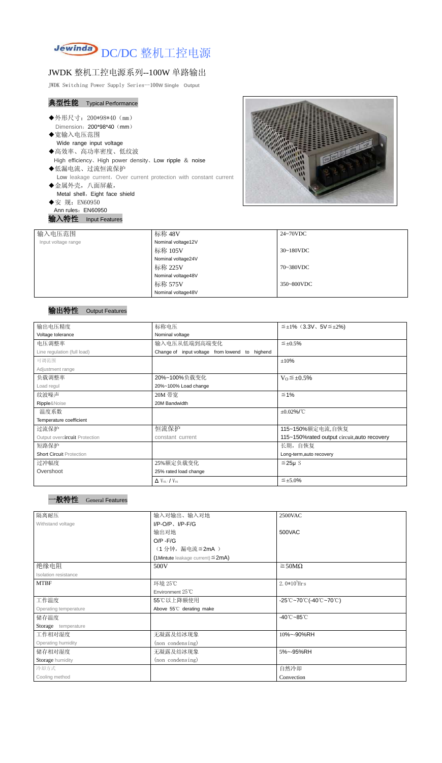# DC/DC 整机工控电源

## JWDK 整机工控电源系列--100W 单路输出

JWDK Switching Power Supply Series--100W Single Output

### 典型性能 Typical Performance

- ◆外形尺寸：200\*98\*40（mm）
  Dimension：200\*98\*40（mm）
- ◆宽输入电压范围
  Wide range input voltage
- ◆高效率、高功率密度、低纹波
  High efficiency、High power density、Low ripple ＆ noise
- ◆低漏电流、过流恒流保护
  Low leakage current，Over current protection with constant current
- ◆金属外壳，八面屏蔽，
  Metal shell，Eight face shield
- ◆安 规：EN60950
  Ann rules：EN60950

### 输入特性 Input Features

| 输入电压范围 Input voltage range | 标称 48V Nominal voltage12V | 24~70VDC |
|---|---|---|
| | 标称 105V Nominal voltage24V | 30~180VDC |
| | 标称 225V Nominal voltage48V | 70~380VDC |
| | 标称 575V Nominal voltage48V | 350~800VDC |

### 输出特性 Output Features

| 输出电压精度 Voltage tolerance | 标称电压 Nominal voltage | ≦±1%（3.3V、5V≦±2%) |
|---|---|---|
| 电压调整率 Line regulation (full load) | 输入电压从低端到高端变化 Change of input voltage from lowend to highend | ≦±0.5% |
| 可调范围 Adjustment range | | ±10% |
| 负载调整率 Load regul | 20%~100%负载变化 20%~100% Load change | $V_O$≦±0.5% |
| 纹波噪声 Ripple&Noise | 20M 带宽 20M Bandwidth | ≦1% |
| 温度系数 Temperature coefficient | | ±0.02%/℃ |
| 过流保护 Output overcircuit Protection | 恒流保护 constant current | 115~150%额定电流,自恢复 115~150%rated output circuit,auto recovery |
| 短路保护 Short Circuit Protection | | 长期，自恢复 Long-term,auto recovery |
| 过冲幅度 Overshoot | 25%额定负载变化 25% rated load change | ≦25μ S |
| | $\Delta V_{01}/V_{01}$ | ≦±5.0% |

### 一般特性 General Features

| 隔离耐压 Withstand voltage | 输入对输出、输入对地 I/P-O/P、I/P-F/G | 2500VAC |
|---|---|---|
| | 输出对地 O/P -F/G | 500VAC |
| | （1 分钟，漏电流≦2mA ） (1Mintute leakage current)≦2mA) | |
| 绝缘电阻 Isolation resistance | 500V | ≧50MΩ |
| MTBF | 环境 25℃ Environment 25℃ | $2.0*10^5$Hrs |
| 工作温度 Operating temperature | 55℃以上降额使用 Above 55℃ derating make | -25℃~70℃(-40℃~70℃) |
| 储存温度 Storage temperature | | -40℃~85℃ |
| 工作相对湿度 Operating humidity | 无凝露及结冰现象 (non condensing) | 10%~-90%RH |
| 储存相对湿度 Storage humidity | 无凝露及结冰现象 (non condensing) | 5%~-95%RH |
| 冷却方式 Cooling method | | 自然冷却 Convection |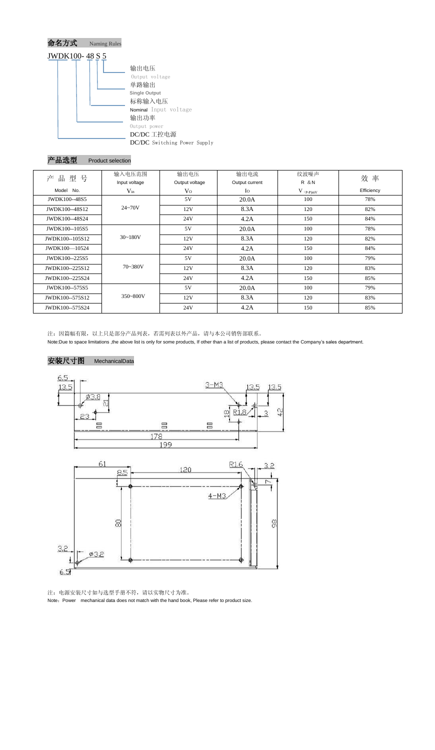## 命名方式 Naming Rules

JWDK100- 48 S 5

- 输出电压 Output voltage
- 单路输出 Single Output
- 标称输入电压 Nominal Input voltage
- 输出功率 Output power
- DC/DC 工控电源 DC/DC Switching Power Supply

## 产品选型 Product selection

| 产 品 型 号<br>Model No. | 输入电压范围<br>Input voltage<br>$V_{in}$ | 输出电压<br>Output voltage<br>Vo | 输出电流<br>Output current<br>Io | 纹波噪声<br>R &N<br>$V_{(P-P)mV}$ | 效 率<br>Efficiency |
|---|---|---|---|---|---|
| JWDK100--48S5 | 24~70V | 5V | 20.0A | 100 | 78% |
| JWDK100--48S12 | | 12V | 8.3A | 120 | 82% |
| JWDK100--48S24 | | 24V | 4.2A | 150 | 84% |
| JWDK100--105S5 | 30~180V | 5V | 20.0A | 100 | 78% |
| JWDK100--105S12 | | 12V | 8.3A | 120 | 82% |
| JWDK100—10524 | | 24V | 4.2A | 150 | 84% |
| JWDK100--225S5 | 70~380V | 5V | 20.0A | 100 | 79% |
| JWDK100--225S12 | | 12V | 8.3A | 120 | 83% |
| JWDK100--225S24 | | 24V | 4.2A | 150 | 85% |
| JWDK100--575S5 | 350~800V | 5V | 20.0A | 100 | 79% |
| JWDK100--575S12 | | 12V | 8.3A | 120 | 83% |
| JWDK100--575S24 | | 24V | 4.2A | 150 | 85% |

注：因篇幅有限，以上只是部分产品列表，若需列表以外产品，请与本公司销售部联系。

Note:Due to space limitations ,the above list is only for some products, If other than a list of products, please contact the Company's sales department.

## 安装尺寸图 MechanicalData

6.5
13.5
Ø3.8
21
23
3-M3
18
R1.8
13.5
13.5
3
42
178
199

61
8.5
120
R1.6
3.2
7
4-M3
80
98
3.2
Ø3.2
6.5

注：电源安装尺寸如与选型手册不符，请以实物尺寸为准。

Note：Power mechanical data does not match with the hand book, Please refer to product size.